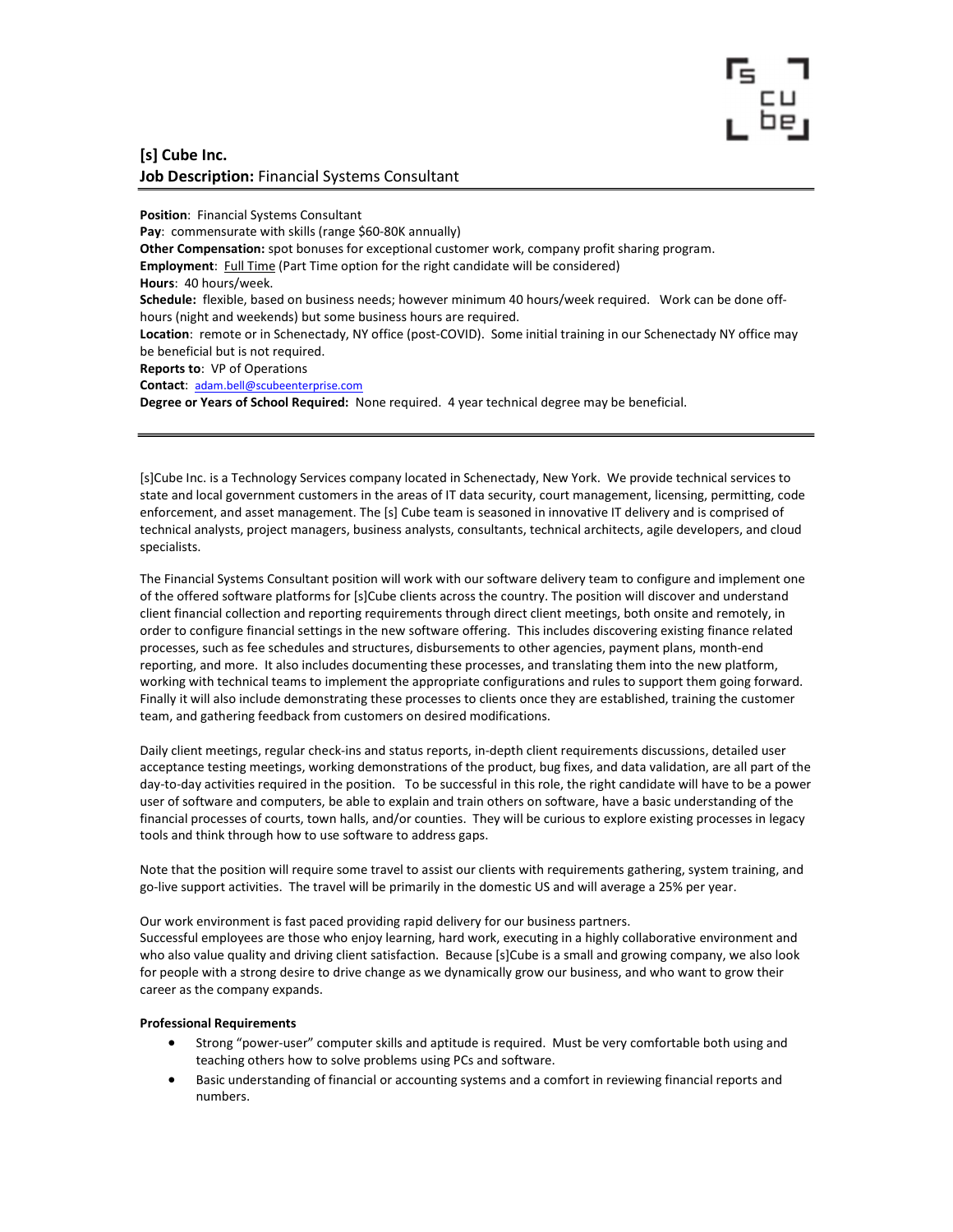**[s] Cube Inc.**
**Job Description:** Financial Systems Consultant

---

**Position**: Financial Systems Consultant
**Pay**: commensurate with skills (range $60-80K annually)
**Other Compensation:** spot bonuses for exceptional customer work, company profit sharing program.
**Employment**: Full Time (Part Time option for the right candidate will be considered)
**Hours**: 40 hours/week.
**Schedule:** flexible, based on business needs; however minimum 40 hours/week required. Work can be done off-hours (night and weekends) but some business hours are required.
**Location**: remote or in Schenectady, NY office (post-COVID). Some initial training in our Schenectady NY office may be beneficial but is not required.
**Reports to**: VP of Operations
**Contact**: adam.bell@scubeenterprise.com
**Degree or Years of School Required:** None required. 4 year technical degree may be beneficial.

---

[s]Cube Inc. is a Technology Services company located in Schenectady, New York. We provide technical services to state and local government customers in the areas of IT data security, court management, licensing, permitting, code enforcement, and asset management. The [s] Cube team is seasoned in innovative IT delivery and is comprised of technical analysts, project managers, business analysts, consultants, technical architects, agile developers, and cloud specialists.

The Financial Systems Consultant position will work with our software delivery team to configure and implement one of the offered software platforms for [s]Cube clients across the country. The position will discover and understand client financial collection and reporting requirements through direct client meetings, both onsite and remotely, in order to configure financial settings in the new software offering. This includes discovering existing finance related processes, such as fee schedules and structures, disbursements to other agencies, payment plans, month-end reporting, and more. It also includes documenting these processes, and translating them into the new platform, working with technical teams to implement the appropriate configurations and rules to support them going forward. Finally it will also include demonstrating these processes to clients once they are established, training the customer team, and gathering feedback from customers on desired modifications.

Daily client meetings, regular check-ins and status reports, in-depth client requirements discussions, detailed user acceptance testing meetings, working demonstrations of the product, bug fixes, and data validation, are all part of the day-to-day activities required in the position. To be successful in this role, the right candidate will have to be a power user of software and computers, be able to explain and train others on software, have a basic understanding of the financial processes of courts, town halls, and/or counties. They will be curious to explore existing processes in legacy tools and think through how to use software to address gaps.

Note that the position will require some travel to assist our clients with requirements gathering, system training, and go-live support activities. The travel will be primarily in the domestic US and will average a 25% per year.

Our work environment is fast paced providing rapid delivery for our business partners.
Successful employees are those who enjoy learning, hard work, executing in a highly collaborative environment and who also value quality and driving client satisfaction. Because [s]Cube is a small and growing company, we also look for people with a strong desire to drive change as we dynamically grow our business, and who want to grow their career as the company expands.

**Professional Requirements**

- Strong "power-user" computer skills and aptitude is required. Must be very comfortable both using and teaching others how to solve problems using PCs and software.
- Basic understanding of financial or accounting systems and a comfort in reviewing financial reports and numbers.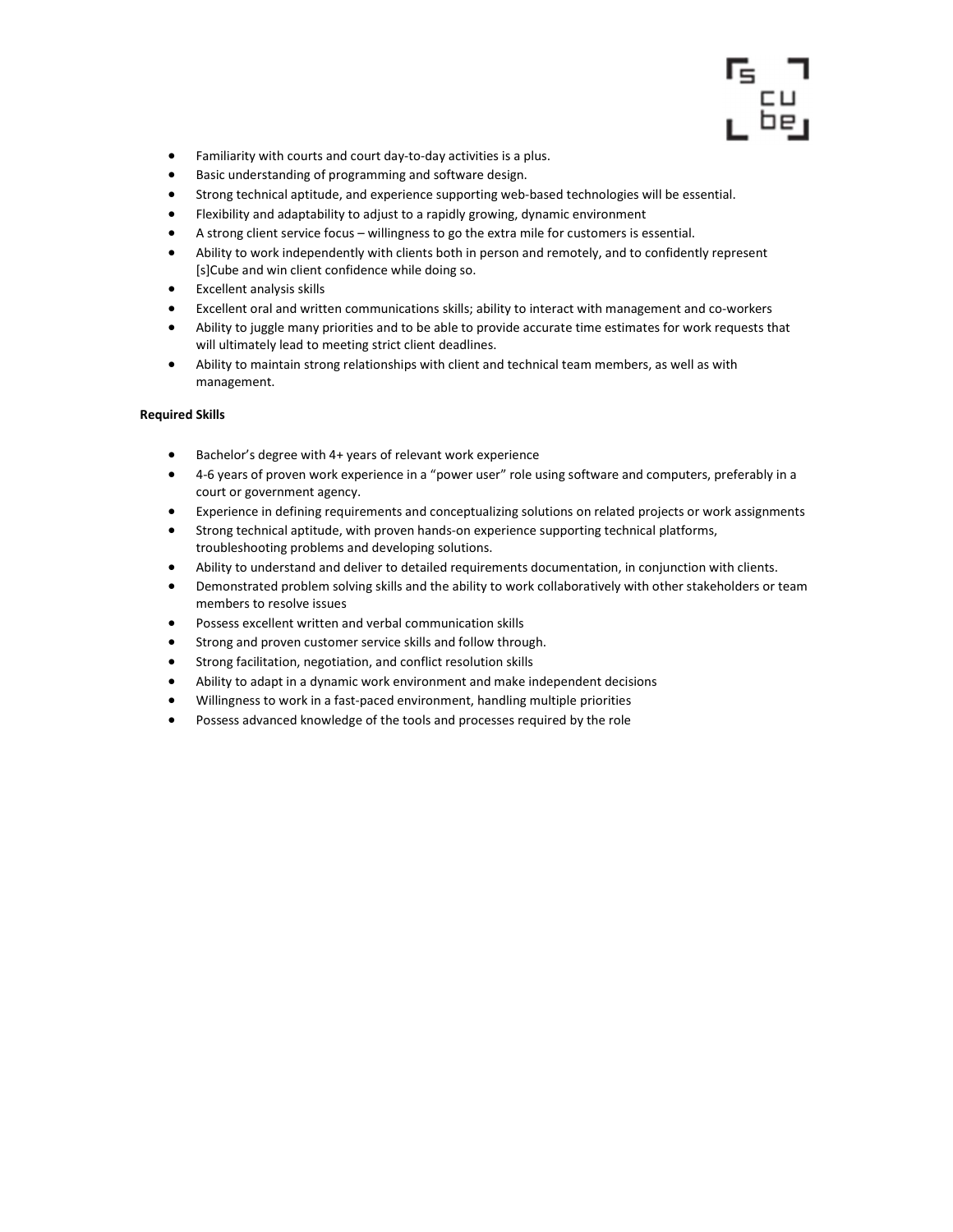- Familiarity with courts and court day-to-day activities is a plus.
- Basic understanding of programming and software design.
- Strong technical aptitude, and experience supporting web-based technologies will be essential.
- Flexibility and adaptability to adjust to a rapidly growing, dynamic environment
- A strong client service focus – willingness to go the extra mile for customers is essential.
- Ability to work independently with clients both in person and remotely, and to confidently represent [s]Cube and win client confidence while doing so.
- Excellent analysis skills
- Excellent oral and written communications skills; ability to interact with management and co-workers
- Ability to juggle many priorities and to be able to provide accurate time estimates for work requests that will ultimately lead to meeting strict client deadlines.
- Ability to maintain strong relationships with client and technical team members, as well as with management.

**Required Skills**

- Bachelor's degree with 4+ years of relevant work experience
- 4-6 years of proven work experience in a "power user" role using software and computers, preferably in a court or government agency.
- Experience in defining requirements and conceptualizing solutions on related projects or work assignments
- Strong technical aptitude, with proven hands-on experience supporting technical platforms, troubleshooting problems and developing solutions.
- Ability to understand and deliver to detailed requirements documentation, in conjunction with clients.
- Demonstrated problem solving skills and the ability to work collaboratively with other stakeholders or team members to resolve issues
- Possess excellent written and verbal communication skills
- Strong and proven customer service skills and follow through.
- Strong facilitation, negotiation, and conflict resolution skills
- Ability to adapt in a dynamic work environment and make independent decisions
- Willingness to work in a fast-paced environment, handling multiple priorities
- Possess advanced knowledge of the tools and processes required by the role